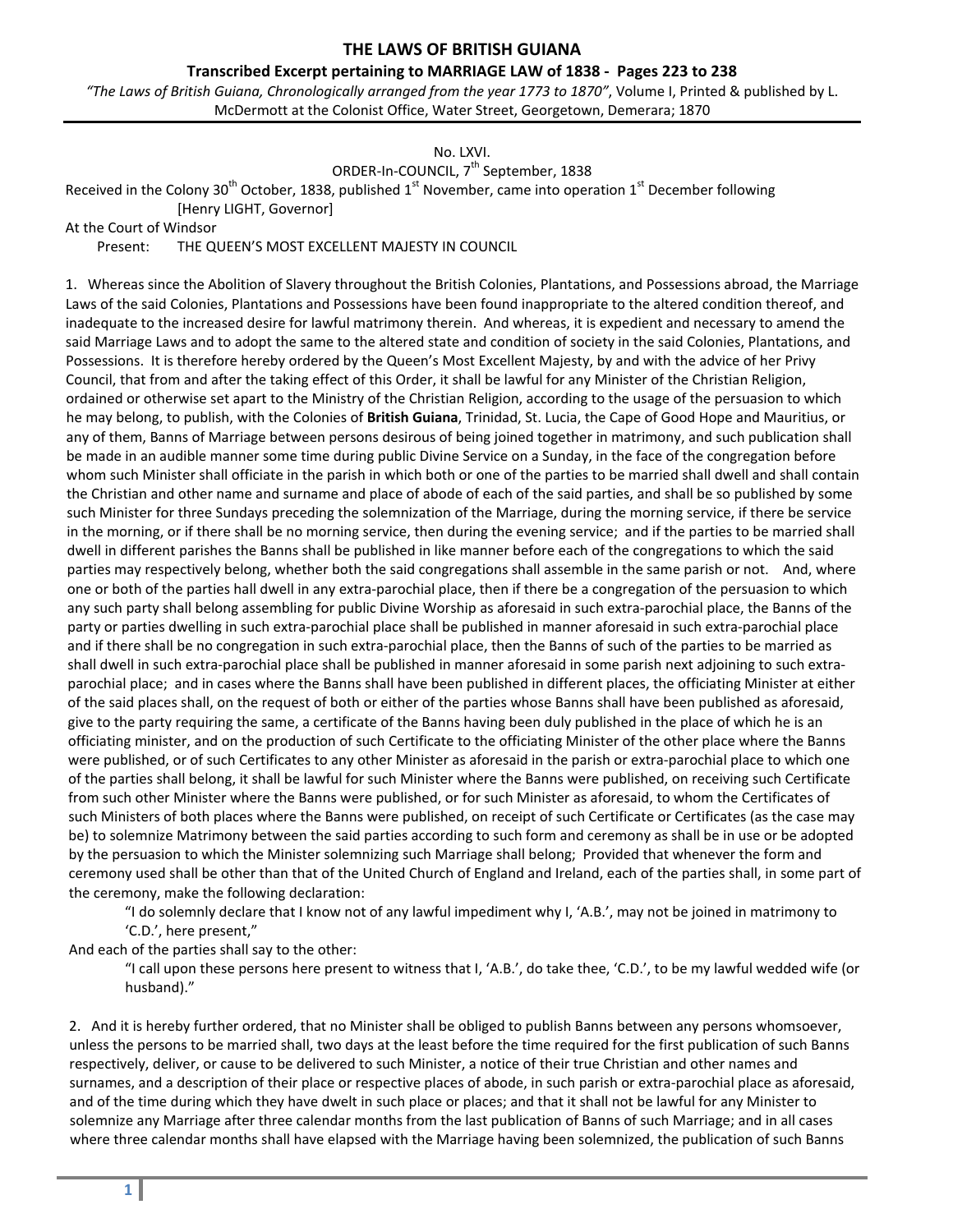# THE LAWS OF BRITISH GUIANA

**Transcribed Excerpt pertaining to MARRIAGE LAW of 1838 - Pages 223 to 238**

*"The Laws of British Guiana, Chronologically arranged from the year 1773 to 1870"*, Volume I, Printed & published by L. McDermott at the Colonist Office, Water Street, Georgetown, Demerara; 1870

---

No. LXVI.

ORDER-In-COUNCIL, 7th September, 1838

Received in the Colony 30th October, 1838, published 1st November, came into operation 1st December following

[Henry LIGHT, Governor]

At the Court of Windsor

Present: THE QUEEN'S MOST EXCELLENT MAJESTY IN COUNCIL

1. Whereas since the Abolition of Slavery throughout the British Colonies, Plantations, and Possessions abroad, the Marriage Laws of the said Colonies, Plantations and Possessions have been found inappropriate to the altered condition thereof, and inadequate to the increased desire for lawful matrimony therein. And whereas, it is expedient and necessary to amend the said Marriage Laws and to adopt the same to the altered state and condition of society in the said Colonies, Plantations, and Possessions. It is therefore hereby ordered by the Queen's Most Excellent Majesty, by and with the advice of her Privy Council, that from and after the taking effect of this Order, it shall be lawful for any Minister of the Christian Religion, ordained or otherwise set apart to the Ministry of the Christian Religion, according to the usage of the persuasion to which he may belong, to publish, with the Colonies of **British Guiana**, Trinidad, St. Lucia, the Cape of Good Hope and Mauritius, or any of them, Banns of Marriage between persons desirous of being joined together in matrimony, and such publication shall be made in an audible manner some time during public Divine Service on a Sunday, in the face of the congregation before whom such Minister shall officiate in the parish in which both or one of the parties to be married shall dwell and shall contain the Christian and other name and surname and place of abode of each of the said parties, and shall be so published by some such Minister for three Sundays preceding the solemnization of the Marriage, during the morning service, if there be service in the morning, or if there shall be no morning service, then during the evening service; and if the parties to be married shall dwell in different parishes the Banns shall be published in like manner before each of the congregations to which the said parties may respectively belong, whether both the said congregations shall assemble in the same parish or not. And, where one or both of the parties hall dwell in any extra-parochial place, then if there be a congregation of the persuasion to which any such party shall belong assembling for public Divine Worship as aforesaid in such extra-parochial place, the Banns of the party or parties dwelling in such extra-parochial place shall be published in manner aforesaid in such extra-parochial place and if there shall be no congregation in such extra-parochial place, then the Banns of such of the parties to be married as shall dwell in such extra-parochial place shall be published in manner aforesaid in some parish next adjoining to such extra-parochial place; and in cases where the Banns shall have been published in different places, the officiating Minister at either of the said places shall, on the request of both or either of the parties whose Banns shall have been published as aforesaid, give to the party requiring the same, a certificate of the Banns having been duly published in the place of which he is an officiating minister, and on the production of such Certificate to the officiating Minister of the other place where the Banns were published, or of such Certificates to any other Minister as aforesaid in the parish or extra-parochial place to which one of the parties shall belong, it shall be lawful for such Minister where the Banns were published, on receiving such Certificate from such other Minister where the Banns were published, or for such Minister as aforesaid, to whom the Certificates of such Ministers of both places where the Banns were published, on receipt of such Certificate or Certificates (as the case may be) to solemnize Matrimony between the said parties according to such form and ceremony as shall be in use or be adopted by the persuasion to which the Minister solemnizing such Marriage shall belong; Provided that whenever the form and ceremony used shall be other than that of the United Church of England and Ireland, each of the parties shall, in some part of the ceremony, make the following declaration:

> "I do solemnly declare that I know not of any lawful impediment why I, 'A.B.', may not be joined in matrimony to 'C.D.', here present,"

And each of the parties shall say to the other:

> "I call upon these persons here present to witness that I, 'A.B.', do take thee, 'C.D.', to be my lawful wedded wife (or husband)."

2. And it is hereby further ordered, that no Minister shall be obliged to publish Banns between any persons whomsoever, unless the persons to be married shall, two days at the least before the time required for the first publication of such Banns respectively, deliver, or cause to be delivered to such Minister, a notice of their true Christian and other names and surnames, and a description of their place or respective places of abode, in such parish or extra-parochial place as aforesaid, and of the time during which they have dwelt in such place or places; and that it shall not be lawful for any Minister to solemnize any Marriage after three calendar months from the last publication of Banns of such Marriage; and in all cases where three calendar months shall have elapsed with the Marriage having been solemnized, the publication of such Banns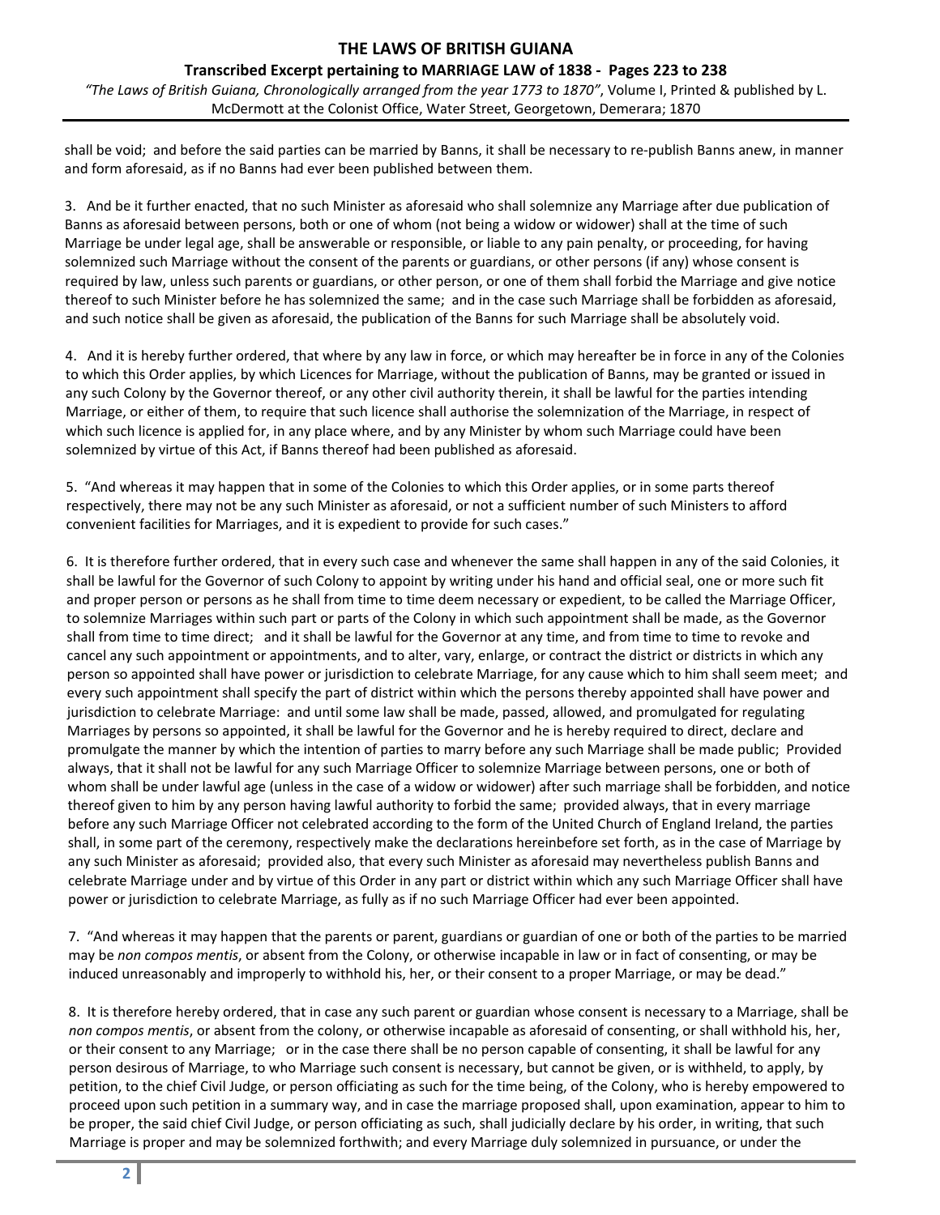shall be void; and before the said parties can be married by Banns, it shall be necessary to re-publish Banns anew, in manner and form aforesaid, as if no Banns had ever been published between them.

3. And be it further enacted, that no such Minister as aforesaid who shall solemnize any Marriage after due publication of Banns as aforesaid between persons, both or one of whom (not being a widow or widower) shall at the time of such Marriage be under legal age, shall be answerable or responsible, or liable to any pain penalty, or proceeding, for having solemnized such Marriage without the consent of the parents or guardians, or other persons (if any) whose consent is required by law, unless such parents or guardians, or other person, or one of them shall forbid the Marriage and give notice thereof to such Minister before he has solemnized the same; and in the case such Marriage shall be forbidden as aforesaid, and such notice shall be given as aforesaid, the publication of the Banns for such Marriage shall be absolutely void.

4. And it is hereby further ordered, that where by any law in force, or which may hereafter be in force in any of the Colonies to which this Order applies, by which Licences for Marriage, without the publication of Banns, may be granted or issued in any such Colony by the Governor thereof, or any other civil authority therein, it shall be lawful for the parties intending Marriage, or either of them, to require that such licence shall authorise the solemnization of the Marriage, in respect of which such licence is applied for, in any place where, and by any Minister by whom such Marriage could have been solemnized by virtue of this Act, if Banns thereof had been published as aforesaid.

5. "And whereas it may happen that in some of the Colonies to which this Order applies, or in some parts thereof respectively, there may not be any such Minister as aforesaid, or not a sufficient number of such Ministers to afford convenient facilities for Marriages, and it is expedient to provide for such cases."

6. It is therefore further ordered, that in every such case and whenever the same shall happen in any of the said Colonies, it shall be lawful for the Governor of such Colony to appoint by writing under his hand and official seal, one or more such fit and proper person or persons as he shall from time to time deem necessary or expedient, to be called the Marriage Officer, to solemnize Marriages within such part or parts of the Colony in which such appointment shall be made, as the Governor shall from time to time direct; and it shall be lawful for the Governor at any time, and from time to time to revoke and cancel any such appointment or appointments, and to alter, vary, enlarge, or contract the district or districts in which any person so appointed shall have power or jurisdiction to celebrate Marriage, for any cause which to him shall seem meet; and every such appointment shall specify the part of district within which the persons thereby appointed shall have power and jurisdiction to celebrate Marriage: and until some law shall be made, passed, allowed, and promulgated for regulating Marriages by persons so appointed, it shall be lawful for the Governor and he is hereby required to direct, declare and promulgate the manner by which the intention of parties to marry before any such Marriage shall be made public; Provided always, that it shall not be lawful for any such Marriage Officer to solemnize Marriage between persons, one or both of whom shall be under lawful age (unless in the case of a widow or widower) after such marriage shall be forbidden, and notice thereof given to him by any person having lawful authority to forbid the same; provided always, that in every marriage before any such Marriage Officer not celebrated according to the form of the United Church of England Ireland, the parties shall, in some part of the ceremony, respectively make the declarations hereinbefore set forth, as in the case of Marriage by any such Minister as aforesaid; provided also, that every such Minister as aforesaid may nevertheless publish Banns and celebrate Marriage under and by virtue of this Order in any part or district within which any such Marriage Officer shall have power or jurisdiction to celebrate Marriage, as fully as if no such Marriage Officer had ever been appointed.

7. "And whereas it may happen that the parents or parent, guardians or guardian of one or both of the parties to be married may be *non compos mentis*, or absent from the Colony, or otherwise incapable in law or in fact of consenting, or may be induced unreasonably and improperly to withhold his, her, or their consent to a proper Marriage, or may be dead."

8. It is therefore hereby ordered, that in case any such parent or guardian whose consent is necessary to a Marriage, shall be *non compos mentis*, or absent from the colony, or otherwise incapable as aforesaid of consenting, or shall withhold his, her, or their consent to any Marriage; or in the case there shall be no person capable of consenting, it shall be lawful for any person desirous of Marriage, to who Marriage such consent is necessary, but cannot be given, or is withheld, to apply, by petition, to the chief Civil Judge, or person officiating as such for the time being, of the Colony, who is hereby empowered to proceed upon such petition in a summary way, and in case the marriage proposed shall, upon examination, appear to him to be proper, the said chief Civil Judge, or person officiating as such, shall judicially declare by his order, in writing, that such Marriage is proper and may be solemnized forthwith; and every Marriage duly solemnized in pursuance, or under the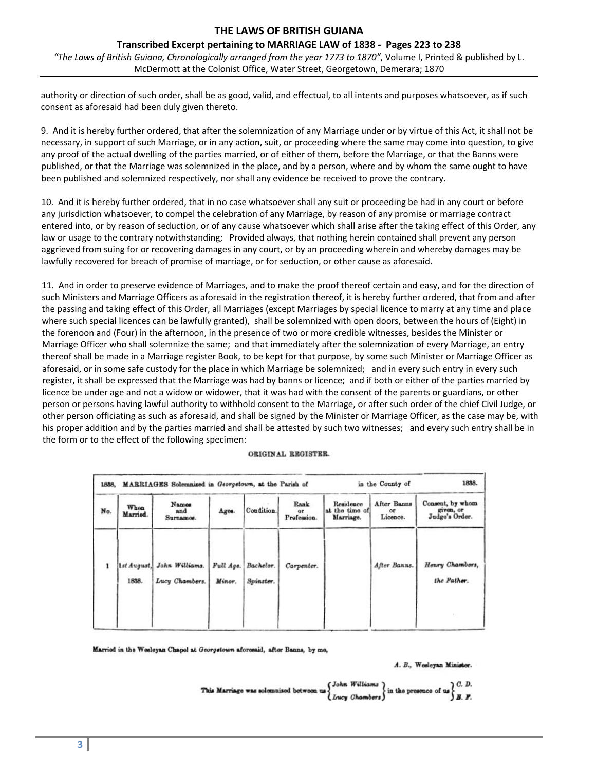authority or direction of such order, shall be as good, valid, and effectual, to all intents and purposes whatsoever, as if such consent as aforesaid had been duly given thereto.

9. And it is hereby further ordered, that after the solemnization of any Marriage under or by virtue of this Act, it shall not be necessary, in support of such Marriage, or in any action, suit, or proceeding where the same may come into question, to give any proof of the actual dwelling of the parties married, or of either of them, before the Marriage, or that the Banns were published, or that the Marriage was solemnized in the place, and by a person, where and by whom the same ought to have been published and solemnized respectively, nor shall any evidence be received to prove the contrary.

10. And it is hereby further ordered, that in no case whatsoever shall any suit or proceeding be had in any court or before any jurisdiction whatsoever, to compel the celebration of any Marriage, by reason of any promise or marriage contract entered into, or by reason of seduction, or of any cause whatsoever which shall arise after the taking effect of this Order, any law or usage to the contrary notwithstanding; Provided always, that nothing herein contained shall prevent any person aggrieved from suing for or recovering damages in any court, or by an proceeding wherein and whereby damages may be lawfully recovered for breach of promise of marriage, or for seduction, or other cause as aforesaid.

11. And in order to preserve evidence of Marriages, and to make the proof thereof certain and easy, and for the direction of such Ministers and Marriage Officers as aforesaid in the registration thereof, it is hereby further ordered, that from and after the passing and taking effect of this Order, all Marriages (except Marriages by special licence to marry at any time and place where such special licences can be lawfully granted), shall be solemnized with open doors, between the hours of (Eight) in the forenoon and (Four) in the afternoon, in the presence of two or more credible witnesses, besides the Minister or Marriage Officer who shall solemnize the same; and that immediately after the solemnization of every Marriage, an entry thereof shall be made in a Marriage register Book, to be kept for that purpose, by some such Minister or Marriage Officer as aforesaid, or in some safe custody for the place in which Marriage be solemnized; and in every such entry in every such register, it shall be expressed that the Marriage was had by banns or licence; and if both or either of the parties married by licence be under age and not a widow or widower, that it was had with the consent of the parents or guardians, or other person or persons having lawful authority to withhold consent to the Marriage, or after such order of the chief Civil Judge, or other person officiating as such as aforesaid, and shall be signed by the Minister or Marriage Officer, as the case may be, with his proper addition and by the parties married and shall be attested by such two witnesses; and every such entry shall be in the form or to the effect of the following specimen:

ORIGINAL REGISTER.

| 1838, MARRIAGES Solemnized in *Georgetown*, at the Parish of | | | | | | in the County of | | 1838. |
|---|---|---|---|---|---|---|---|---|
| No. | When Married. | Names and Surnames. | Ages. | Condition. | Rank or Profession. | Residence at the time of Marriage. | After Banns or Licence. | Consent, by whom given, or Judge's Order. |
| 1 | *1st August,* 1838. | *John Williams.* *Lucy Chambers.* | *Full Age.* *Minor.* | *Bachelor.* *Spinster.* | *Carpenter.* | | *After Banns.* | *Henry Chambers, the Father.* |

Married in the Wesleyan Chapel at *Georgetown* aforesaid, after Banns, by me,

*A. B.*, Wesleyan Minister.

This Marriage was solemnized between us { *John Williams* / *Lucy Chambers* } in the presence of us { *C. D.* / *E. F.* }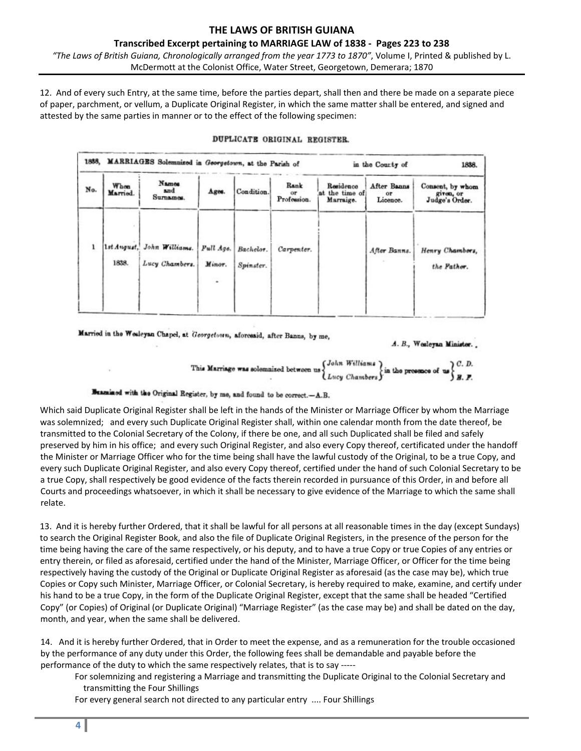12. And of every such Entry, at the same time, before the parties depart, shall then and there be made on a separate piece of paper, parchment, or vellum, a Duplicate Original Register, in which the same matter shall be entered, and signed and attested by the same parties in manner or to the effect of the following specimen:

**DUPLICATE ORIGINAL REGISTER.**

| 1838, MARRIAGES Solemnized in *Georgetown*, at the Parish of | | | | in the County of | | | | 1838. |
|---|---|---|---|---|---|---|---|---|
| No. | When Married. | Names and Surnames. | Ages. | Condition. | Rank or Profession. | Residence at the time of Marraige. | After Banns or Licence. | Consent, by whom given, or Judge's Order. |
| 1 | *1st August,* 1838. | *John Williams.* *Lucy Chambers.* | *Full Age.* *Minor.* | *Bachelor.* *Spinster.* | *Carpenter.* | | *After Banns.* | *Henry Chambers, the Father.* |

Married in the Wesleyan Chapel, at *Georgetown*, aforesaid, after Banns, by me,

*A. B.*, Wesleyan Minister.

This Marriage was solemnized between us { *John Williams* / *Lucy Chambers* } in the presence of us { *C. D.* / *E. F.* }

Examined with the Original Register, by me, and found to be correct.—A.B.

Which said Duplicate Original Register shall be left in the hands of the Minister or Marriage Officer by whom the Marriage was solemnized; and every such Duplicate Original Register shall, within one calendar month from the date thereof, be transmitted to the Colonial Secretary of the Colony, if there be one, and all such Duplicated shall be filed and safely preserved by him in his office; and every such Original Register, and also every Copy thereof, certificated under the handoff the Minister or Marriage Officer who for the time being shall have the lawful custody of the Original, to be a true Copy, and every such Duplicate Original Register, and also every Copy thereof, certified under the hand of such Colonial Secretary to be a true Copy, shall respectively be good evidence of the facts therein recorded in pursuance of this Order, in and before all Courts and proceedings whatsoever, in which it shall be necessary to give evidence of the Marriage to which the same shall relate.

13. And it is hereby further Ordered, that it shall be lawful for all persons at all reasonable times in the day (except Sundays) to search the Original Register Book, and also the file of Duplicate Original Registers, in the presence of the person for the time being having the care of the same respectively, or his deputy, and to have a true Copy or true Copies of any entries or entry therein, or filed as aforesaid, certified under the hand of the Minister, Marriage Officer, or Officer for the time being respectively having the custody of the Original or Duplicate Original Register as aforesaid (as the case may be), which true Copies or Copy such Minister, Marriage Officer, or Colonial Secretary, is hereby required to make, examine, and certify under his hand to be a true Copy, in the form of the Duplicate Original Register, except that the same shall be headed "Certified Copy" (or Copies) of Original (or Duplicate Original) "Marriage Register" (as the case may be) and shall be dated on the day, month, and year, when the same shall be delivered.

14. And it is hereby further Ordered, that in Order to meet the expense, and as a remuneration for the trouble occasioned by the performance of any duty under this Order, the following fees shall be demandable and payable before the performance of the duty to which the same respectively relates, that is to say -----

For solemnizing and registering a Marriage and transmitting the Duplicate Original to the Colonial Secretary and transmitting the Four Shillings

For every general search not directed to any particular entry .... Four Shillings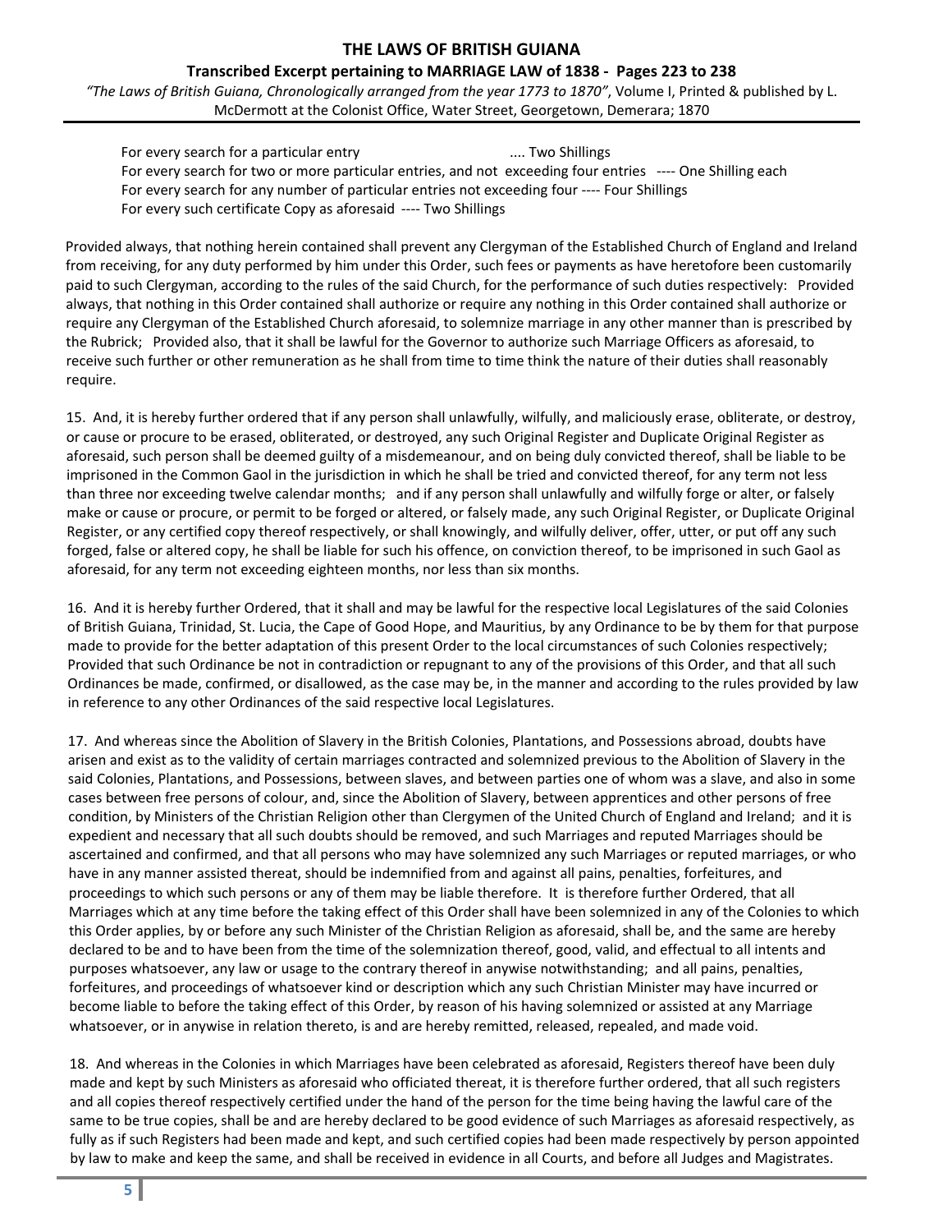For every search for a particular entry .... Two Shillings
For every search for two or more particular entries, and not exceeding four entries ---- One Shilling each
For every search for any number of particular entries not exceeding four ---- Four Shillings
For every such certificate Copy as aforesaid ---- Two Shillings

Provided always, that nothing herein contained shall prevent any Clergyman of the Established Church of England and Ireland from receiving, for any duty performed by him under this Order, such fees or payments as have heretofore been customarily paid to such Clergyman, according to the rules of the said Church, for the performance of such duties respectively: Provided always, that nothing in this Order contained shall authorize or require any nothing in this Order contained shall authorize or require any Clergyman of the Established Church aforesaid, to solemnize marriage in any other manner than is prescribed by the Rubrick; Provided also, that it shall be lawful for the Governor to authorize such Marriage Officers as aforesaid, to receive such further or other remuneration as he shall from time to time think the nature of their duties shall reasonably require.

15. And, it is hereby further ordered that if any person shall unlawfully, wilfully, and maliciously erase, obliterate, or destroy, or cause or procure to be erased, obliterated, or destroyed, any such Original Register and Duplicate Original Register as aforesaid, such person shall be deemed guilty of a misdemeanour, and on being duly convicted thereof, shall be liable to be imprisoned in the Common Gaol in the jurisdiction in which he shall be tried and convicted thereof, for any term not less than three nor exceeding twelve calendar months; and if any person shall unlawfully and wilfully forge or alter, or falsely make or cause or procure, or permit to be forged or altered, or falsely made, any such Original Register, or Duplicate Original Register, or any certified copy thereof respectively, or shall knowingly, and wilfully deliver, offer, utter, or put off any such forged, false or altered copy, he shall be liable for such his offence, on conviction thereof, to be imprisoned in such Gaol as aforesaid, for any term not exceeding eighteen months, nor less than six months.

16. And it is hereby further Ordered, that it shall and may be lawful for the respective local Legislatures of the said Colonies of British Guiana, Trinidad, St. Lucia, the Cape of Good Hope, and Mauritius, by any Ordinance to be by them for that purpose made to provide for the better adaptation of this present Order to the local circumstances of such Colonies respectively; Provided that such Ordinance be not in contradiction or repugnant to any of the provisions of this Order, and that all such Ordinances be made, confirmed, or disallowed, as the case may be, in the manner and according to the rules provided by law in reference to any other Ordinances of the said respective local Legislatures.

17. And whereas since the Abolition of Slavery in the British Colonies, Plantations, and Possessions abroad, doubts have arisen and exist as to the validity of certain marriages contracted and solemnized previous to the Abolition of Slavery in the said Colonies, Plantations, and Possessions, between slaves, and between parties one of whom was a slave, and also in some cases between free persons of colour, and, since the Abolition of Slavery, between apprentices and other persons of free condition, by Ministers of the Christian Religion other than Clergymen of the United Church of England and Ireland; and it is expedient and necessary that all such doubts should be removed, and such Marriages and reputed Marriages should be ascertained and confirmed, and that all persons who may have solemnized any such Marriages or reputed marriages, or who have in any manner assisted thereat, should be indemnified from and against all pains, penalties, forfeitures, and proceedings to which such persons or any of them may be liable therefore. It is therefore further Ordered, that all Marriages which at any time before the taking effect of this Order shall have been solemnized in any of the Colonies to which this Order applies, by or before any such Minister of the Christian Religion as aforesaid, shall be, and the same are hereby declared to be and to have been from the time of the solemnization thereof, good, valid, and effectual to all intents and purposes whatsoever, any law or usage to the contrary thereof in anywise notwithstanding; and all pains, penalties, forfeitures, and proceedings of whatsoever kind or description which any such Christian Minister may have incurred or become liable to before the taking effect of this Order, by reason of his having solemnized or assisted at any Marriage whatsoever, or in anywise in relation thereto, is and are hereby remitted, released, repealed, and made void.

18. And whereas in the Colonies in which Marriages have been celebrated as aforesaid, Registers thereof have been duly made and kept by such Ministers as aforesaid who officiated thereat, it is therefore further ordered, that all such registers and all copies thereof respectively certified under the hand of the person for the time being having the lawful care of the same to be true copies, shall be and are hereby declared to be good evidence of such Marriages as aforesaid respectively, as fully as if such Registers had been made and kept, and such certified copies had been made respectively by person appointed by law to make and keep the same, and shall be received in evidence in all Courts, and before all Judges and Magistrates.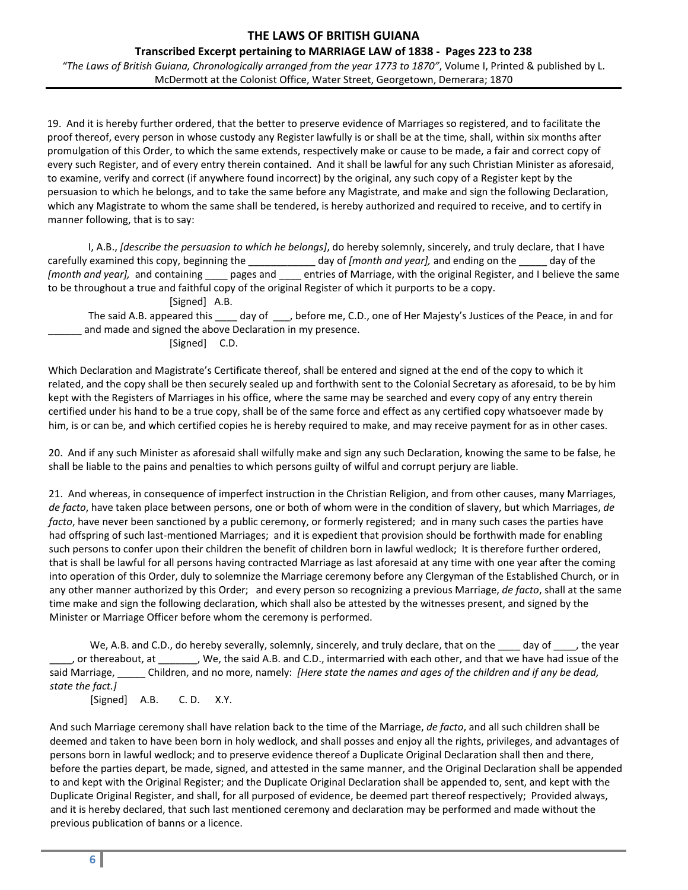19. And it is hereby further ordered, that the better to preserve evidence of Marriages so registered, and to facilitate the proof thereof, every person in whose custody any Register lawfully is or shall be at the time, shall, within six months after promulgation of this Order, to which the same extends, respectively make or cause to be made, a fair and correct copy of every such Register, and of every entry therein contained. And it shall be lawful for any such Christian Minister as aforesaid, to examine, verify and correct (if anywhere found incorrect) by the original, any such copy of a Register kept by the persuasion to which he belongs, and to take the same before any Magistrate, and make and sign the following Declaration, which any Magistrate to whom the same shall be tendered, is hereby authorized and required to receive, and to certify in manner following, that is to say:

I, A.B., *[describe the persuasion to which he belongs]*, do hereby solemnly, sincerely, and truly declare, that I have carefully examined this copy, beginning the ____________ day of *[month and year],* and ending on the _____ day of the *[month and year],* and containing ____ pages and ____ entries of Marriage, with the original Register, and I believe the same to be throughout a true and faithful copy of the original Register of which it purports to be a copy.

[Signed] A.B.

The said A.B. appeared this ____ day of ___, before me, C.D., one of Her Majesty's Justices of the Peace, in and for ______ and made and signed the above Declaration in my presence.

[Signed] C.D.

Which Declaration and Magistrate's Certificate thereof, shall be entered and signed at the end of the copy to which it related, and the copy shall be then securely sealed up and forthwith sent to the Colonial Secretary as aforesaid, to be by him kept with the Registers of Marriages in his office, where the same may be searched and every copy of any entry therein certified under his hand to be a true copy, shall be of the same force and effect as any certified copy whatsoever made by him, is or can be, and which certified copies he is hereby required to make, and may receive payment for as in other cases.

20. And if any such Minister as aforesaid shall wilfully make and sign any such Declaration, knowing the same to be false, he shall be liable to the pains and penalties to which persons guilty of wilful and corrupt perjury are liable.

21. And whereas, in consequence of imperfect instruction in the Christian Religion, and from other causes, many Marriages, *de facto*, have taken place between persons, one or both of whom were in the condition of slavery, but which Marriages, *de facto*, have never been sanctioned by a public ceremony, or formerly registered; and in many such cases the parties have had offspring of such last-mentioned Marriages; and it is expedient that provision should be forthwith made for enabling such persons to confer upon their children the benefit of children born in lawful wedlock; It is therefore further ordered, that is shall be lawful for all persons having contracted Marriage as last aforesaid at any time with one year after the coming into operation of this Order, duly to solemnize the Marriage ceremony before any Clergyman of the Established Church, or in any other manner authorized by this Order; and every person so recognizing a previous Marriage, *de facto*, shall at the same time make and sign the following declaration, which shall also be attested by the witnesses present, and signed by the Minister or Marriage Officer before whom the ceremony is performed.

We, A.B. and C.D., do hereby severally, solemnly, sincerely, and truly declare, that on the ____ day of ____, the year ____, or thereabout, at _______, We, the said A.B. and C.D., intermarried with each other, and that we have had issue of the said Marriage, _____ Children, and no more, namely: *[Here state the names and ages of the children and if any be dead, state the fact.]*

[Signed] A.B. C. D. X.Y.

And such Marriage ceremony shall have relation back to the time of the Marriage, *de facto*, and all such children shall be deemed and taken to have been born in holy wedlock, and shall posses and enjoy all the rights, privileges, and advantages of persons born in lawful wedlock; and to preserve evidence thereof a Duplicate Original Declaration shall then and there, before the parties depart, be made, signed, and attested in the same manner, and the Original Declaration shall be appended to and kept with the Original Register; and the Duplicate Original Declaration shall be appended to, sent, and kept with the Duplicate Original Register, and shall, for all purposed of evidence, be deemed part thereof respectively; Provided always, and it is hereby declared, that such last mentioned ceremony and declaration may be performed and made without the previous publication of banns or a licence.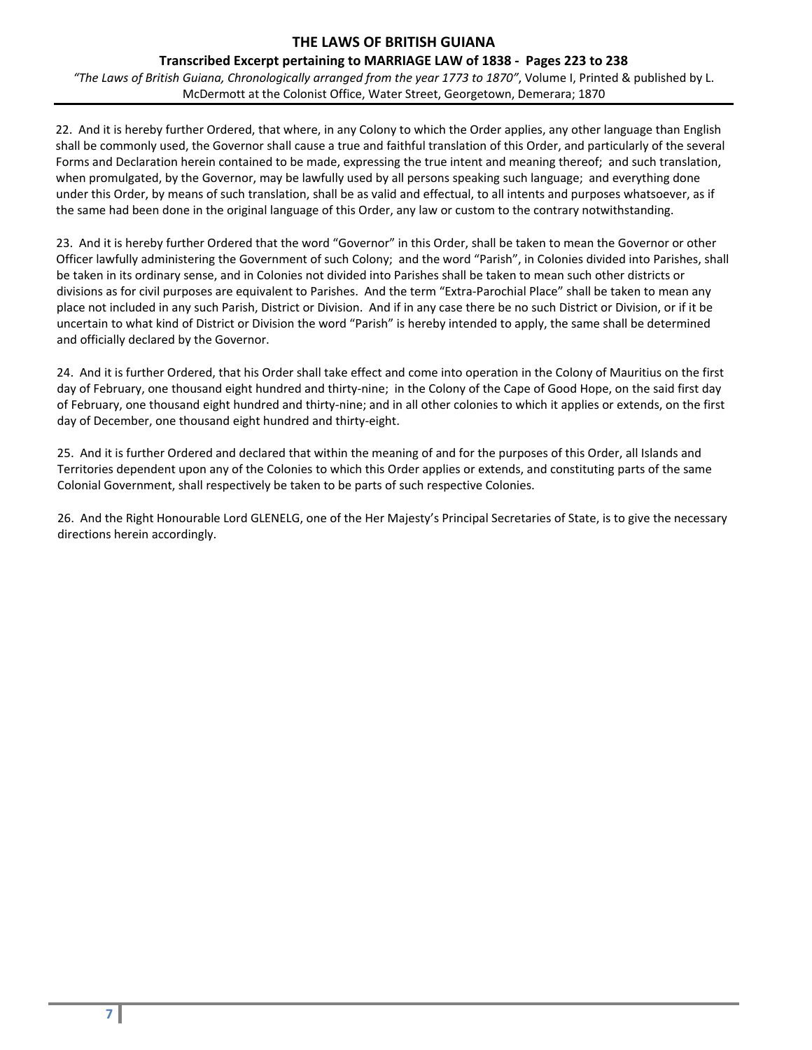22. And it is hereby further Ordered, that where, in any Colony to which the Order applies, any other language than English shall be commonly used, the Governor shall cause a true and faithful translation of this Order, and particularly of the several Forms and Declaration herein contained to be made, expressing the true intent and meaning thereof; and such translation, when promulgated, by the Governor, may be lawfully used by all persons speaking such language; and everything done under this Order, by means of such translation, shall be as valid and effectual, to all intents and purposes whatsoever, as if the same had been done in the original language of this Order, any law or custom to the contrary notwithstanding.

23. And it is hereby further Ordered that the word "Governor" in this Order, shall be taken to mean the Governor or other Officer lawfully administering the Government of such Colony; and the word "Parish", in Colonies divided into Parishes, shall be taken in its ordinary sense, and in Colonies not divided into Parishes shall be taken to mean such other districts or divisions as for civil purposes are equivalent to Parishes. And the term "Extra-Parochial Place" shall be taken to mean any place not included in any such Parish, District or Division. And if in any case there be no such District or Division, or if it be uncertain to what kind of District or Division the word "Parish" is hereby intended to apply, the same shall be determined and officially declared by the Governor.

24. And it is further Ordered, that his Order shall take effect and come into operation in the Colony of Mauritius on the first day of February, one thousand eight hundred and thirty-nine; in the Colony of the Cape of Good Hope, on the said first day of February, one thousand eight hundred and thirty-nine; and in all other colonies to which it applies or extends, on the first day of December, one thousand eight hundred and thirty-eight.

25. And it is further Ordered and declared that within the meaning of and for the purposes of this Order, all Islands and Territories dependent upon any of the Colonies to which this Order applies or extends, and constituting parts of the same Colonial Government, shall respectively be taken to be parts of such respective Colonies.

26. And the Right Honourable Lord GLENELG, one of the Her Majesty's Principal Secretaries of State, is to give the necessary directions herein accordingly.